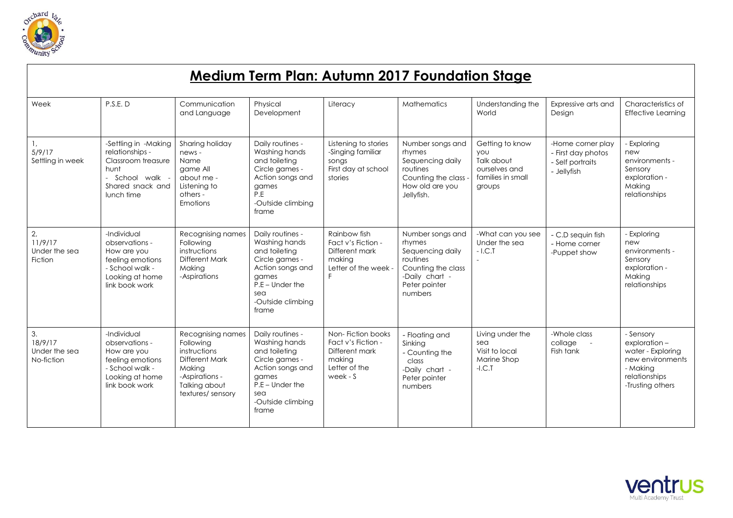# Medium Term Plan: Autumn 2017 Foundation Stage

| Week | P.S.E. D | Communication and Language | Physical Development | Literacy | Mathematics | Understanding the World | Expressive arts and Design | Characteristics of Effective Learning |
|---|---|---|---|---|---|---|---|---|
| 1, 5/9/17 Settling in week | -Settling in -Making relationships - Classroom treasure hunt - School walk - Shared snack and lunch time | Sharing holiday news - Name game All about me - Listening to others - Emotions | Daily routines - Washing hands and toileting Circle games - Action songs and games P.E -Outside climbing frame | Listening to stories -Singing familiar songs First day at school stories | Number songs and rhymes Sequencing daily routines Counting the class - How old are you Jellyfish. | Getting to know you Talk about ourselves and families in small groups | -Home corner play - First day photos - Self portraits - Jellyfish | - Exploring new environments - Sensory exploration - Making relationships |
| 2, 11/9/17 Under the sea Fiction | -Individual observations - How are you feeling emotions - School walk - Looking at home link book work | Recognising names Following instructions Different Mark Making -Aspirations | Daily routines - Washing hands and toileting Circle games - Action songs and games P.E – Under the sea -Outside climbing frame | Rainbow fish Fact v's Fiction - Different mark making Letter of the week - F | Number songs and rhymes Sequencing daily routines Counting the class -Daily chart - Peter pointer numbers | -What can you see Under the sea - I.C.T - | - C.D sequin fish - Home corner -Puppet show | - Exploring new environments - Sensory exploration - Making relationships |
| 3. 18/9/17 Under the sea No-fiction | -Individual observations - How are you feeling emotions - School walk - Looking at home link book work | Recognising names Following instructions Different Mark Making -Aspirations - Talking about textures/ sensory | Daily routines - Washing hands and toileting Circle games - Action songs and games P.E – Under the sea -Outside climbing frame | Non- Fiction books Fact v's Fiction - Different mark making Letter of the week - S | - Floating and Sinking - Counting the class -Daily chart - Peter pointer numbers | Living under the sea Visit to local Marine Shop -I.C.T | -Whole class collage - Fish tank | - Sensory exploration – water - Exploring new environments - Making relationships -Trusting others |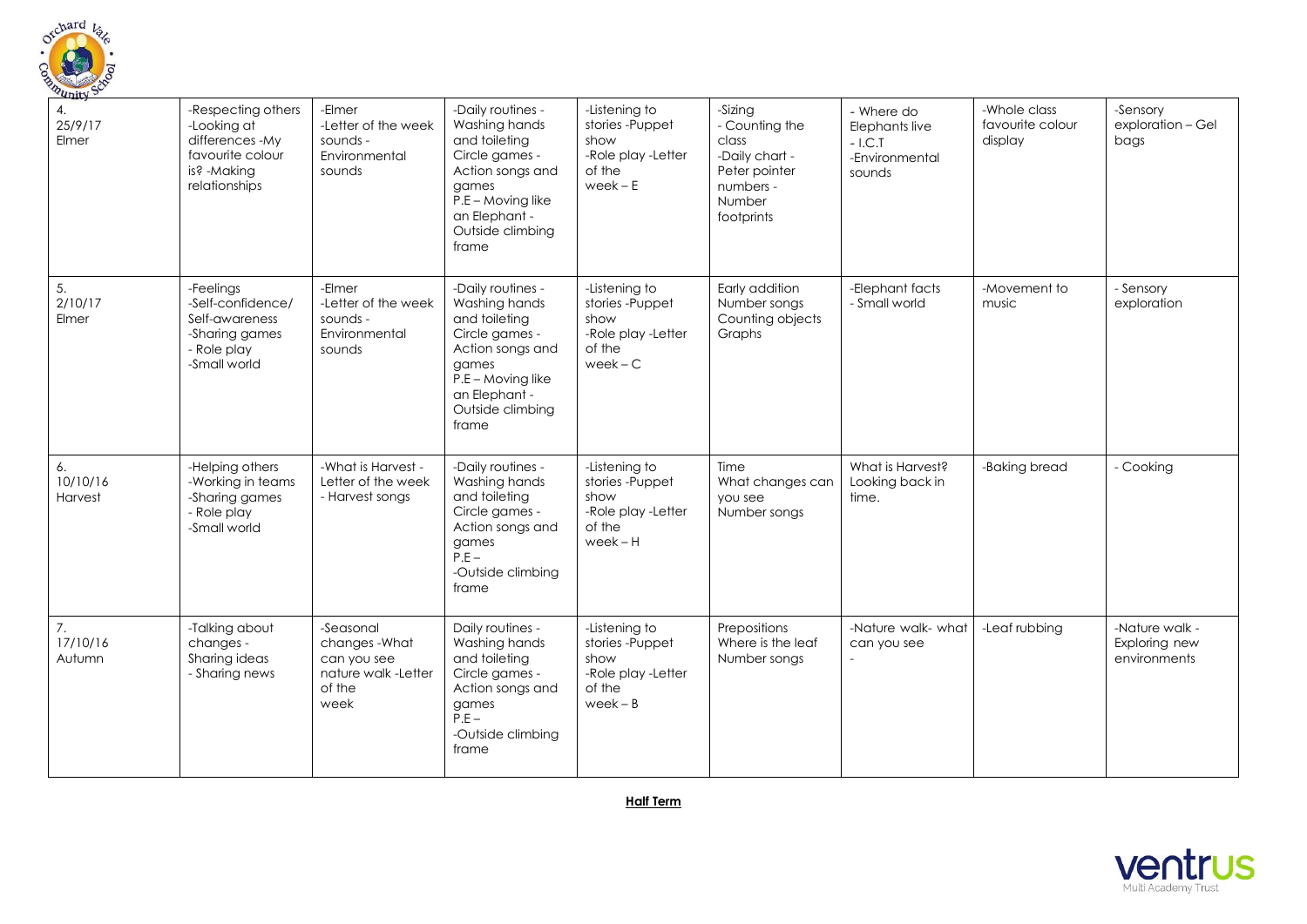| 4. 25/9/17 Elmer | -Respecting others -Looking at differences -My favourite colour is? -Making relationships | -Elmer -Letter of the week sounds - Environmental sounds | -Daily routines - Washing hands and toileting Circle games - Action songs and games P.E – Moving like an Elephant - Outside climbing frame | -Listening to stories -Puppet show -Role play -Letter of the week – E | -Sizing - Counting the class -Daily chart - Peter pointer numbers - Number footprints | - Where do Elephants live - I.C.T -Environmental sounds | -Whole class favourite colour display | -Sensory exploration – Gel bags |
|---|---|---|---|---|---|---|---|---|
| 5. 2/10/17 Elmer | -Feelings -Self-confidence/ Self-awareness -Sharing games - Role play -Small world | -Elmer -Letter of the week sounds - Environmental sounds | -Daily routines - Washing hands and toileting Circle games - Action songs and games P.E – Moving like an Elephant - Outside climbing frame | -Listening to stories -Puppet show -Role play -Letter of the week – C | Early addition Number songs Counting objects Graphs | -Elephant facts - Small world | -Movement to music | - Sensory exploration |
| 6. 10/10/16 Harvest | -Helping others -Working in teams -Sharing games - Role play -Small world | -What is Harvest - Letter of the week - Harvest songs | -Daily routines - Washing hands and toileting Circle games - Action songs and games P.E – -Outside climbing frame | -Listening to stories -Puppet show -Role play -Letter of the week – H | Time What changes can you see Number songs | What is Harvest? Looking back in time. | -Baking bread | - Cooking |
| 7. 17/10/16 Autumn | -Talking about changes - Sharing ideas - Sharing news | -Seasonal changes -What can you see nature walk -Letter of the week | Daily routines - Washing hands and toileting Circle games - Action songs and games P.E – -Outside climbing frame | -Listening to stories -Puppet show -Role play -Letter of the week – B | Prepositions Where is the leaf Number songs | -Nature walk- what can you see - | -Leaf rubbing | -Nature walk - Exploring new environments |

**Half Term**